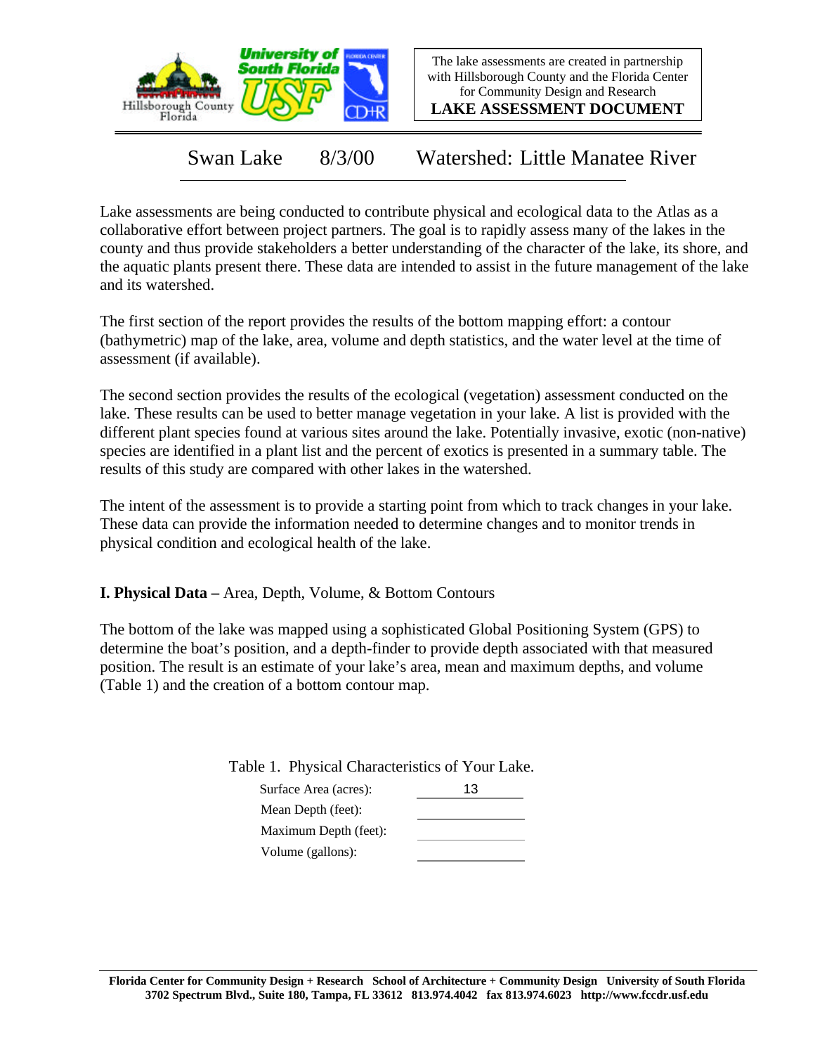The lake assessments are created in partnership with Hillsborough County and the Florida Center for Community Design and Research

**LAKE ASSESSMENT DOCUMENT**

# Swan Lake 8/3/00 Watershed: Little Manatee River

Lake assessments are being conducted to contribute physical and ecological data to the Atlas as a collaborative effort between project partners. The goal is to rapidly assess many of the lakes in the county and thus provide stakeholders a better understanding of the character of the lake, its shore, and the aquatic plants present there. These data are intended to assist in the future management of the lake and its watershed.

The first section of the report provides the results of the bottom mapping effort: a contour (bathymetric) map of the lake, area, volume and depth statistics, and the water level at the time of assessment (if available).

The second section provides the results of the ecological (vegetation) assessment conducted on the lake. These results can be used to better manage vegetation in your lake. A list is provided with the different plant species found at various sites around the lake. Potentially invasive, exotic (non-native) species are identified in a plant list and the percent of exotics is presented in a summary table. The results of this study are compared with other lakes in the watershed.

The intent of the assessment is to provide a starting point from which to track changes in your lake. These data can provide the information needed to determine changes and to monitor trends in physical condition and ecological health of the lake.

**I. Physical Data –** Area, Depth, Volume, & Bottom Contours

The bottom of the lake was mapped using a sophisticated Global Positioning System (GPS) to determine the boat's position, and a depth-finder to provide depth associated with that measured position. The result is an estimate of your lake's area, mean and maximum depths, and volume (Table 1) and the creation of a bottom contour map.

Table 1. Physical Characteristics of Your Lake.

| Characteristic | Value |
|---|---|
| Surface Area (acres): | 13 |
| Mean Depth (feet): | |
| Maximum Depth (feet): | |
| Volume (gallons): | |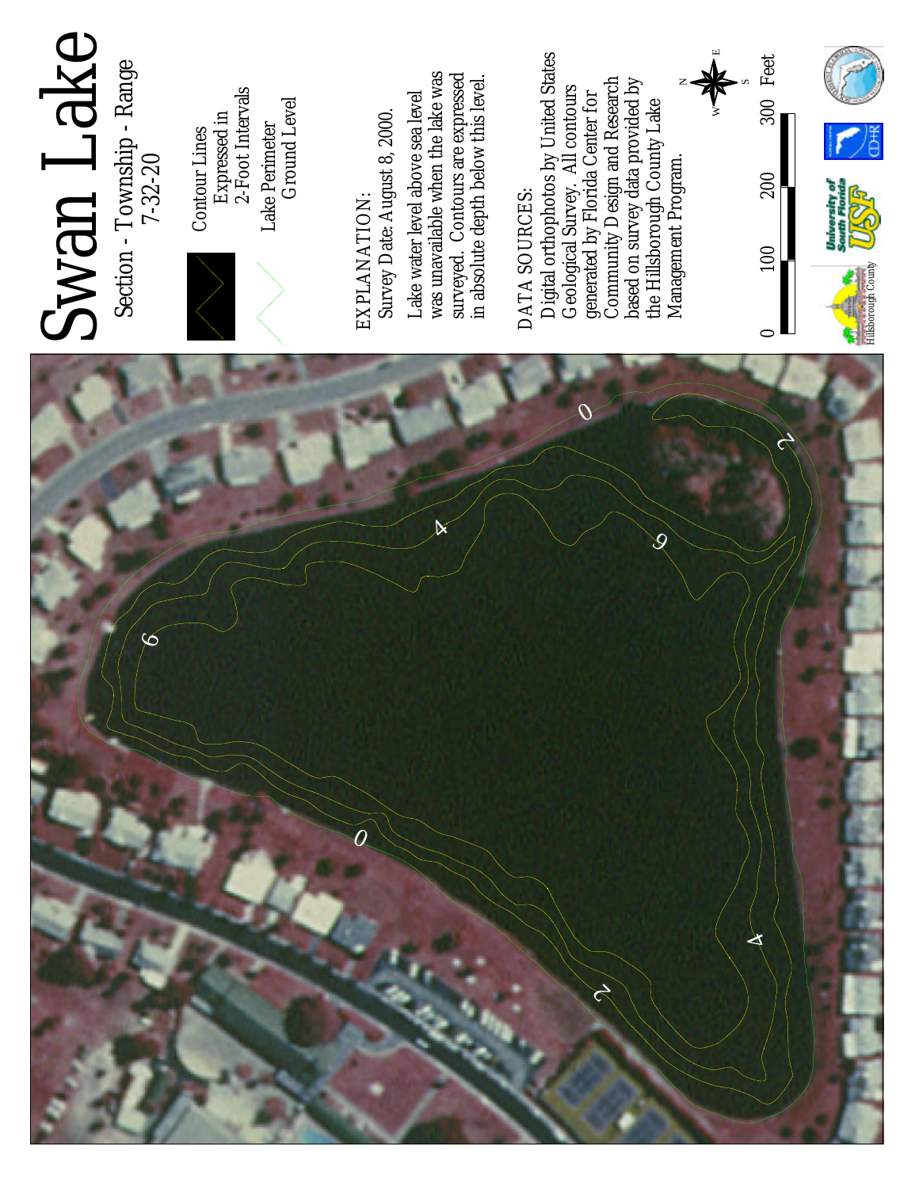# Swan Lake

Section - Township - Range
7-32-20

Contour Lines
Expressed in
2-Foot Intervals

Lake Perimeter
Ground Level

EXPLANATION:
Survey Date: August 8, 2000.

Lake water level above sea level was unavailable when the lake was surveyed. Contours are expressed in absolute depth below this level.

DATA SOURCES:
Digital orthophotos by United States Geological Survey. All contours generated by Florida Center for Community Design and Research based on survey data provided by the Hillsborough County Lake Management Program.

0 100 200 300 Feet

Hillsborough County

University of South Florida USF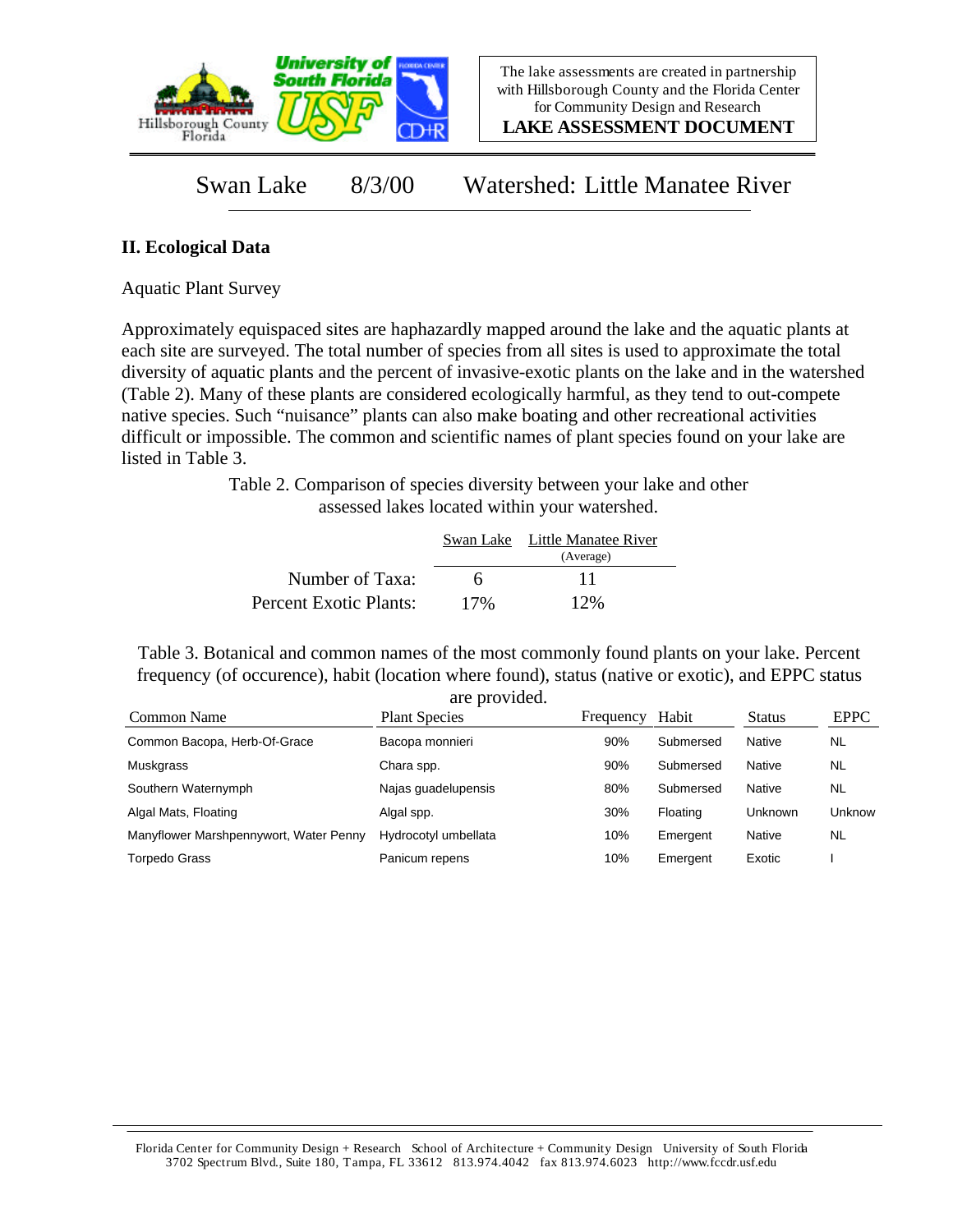The lake assessments are created in partnership with Hillsborough County and the Florida Center for Community Design and Research

**LAKE ASSESSMENT DOCUMENT**

Swan Lake 8/3/00 Watershed: Little Manatee River

## II. Ecological Data

Aquatic Plant Survey

Approximately equispaced sites are haphazardly mapped around the lake and the aquatic plants at each site are surveyed. The total number of species from all sites is used to approximate the total diversity of aquatic plants and the percent of invasive-exotic plants on the lake and in the watershed (Table 2). Many of these plants are considered ecologically harmful, as they tend to out-compete native species. Such "nuisance" plants can also make boating and other recreational activities difficult or impossible. The common and scientific names of plant species found on your lake are listed in Table 3.

Table 2. Comparison of species diversity between your lake and other assessed lakes located within your watershed.

| | Swan Lake | Little Manatee River (Average) |
|---|---|---|
| Number of Taxa: | 6 | 11 |
| Percent Exotic Plants: | 17% | 12% |

Table 3. Botanical and common names of the most commonly found plants on your lake. Percent frequency (of occurence), habit (location where found), status (native or exotic), and EPPC status are provided.

| Common Name | Plant Species | Frequency | Habit | Status | EPPC |
|---|---|---|---|---|---|
| Common Bacopa, Herb-Of-Grace | Bacopa monnieri | 90% | Submersed | Native | NL |
| Muskgrass | Chara spp. | 90% | Submersed | Native | NL |
| Southern Waternymph | Najas guadelupensis | 80% | Submersed | Native | NL |
| Algal Mats, Floating | Algal spp. | 30% | Floating | Unknown | Unknow |
| Manyflower Marshpennywort, Water Penny | Hydrocotyl umbellata | 10% | Emergent | Native | NL |
| Torpedo Grass | Panicum repens | 10% | Emergent | Exotic | I |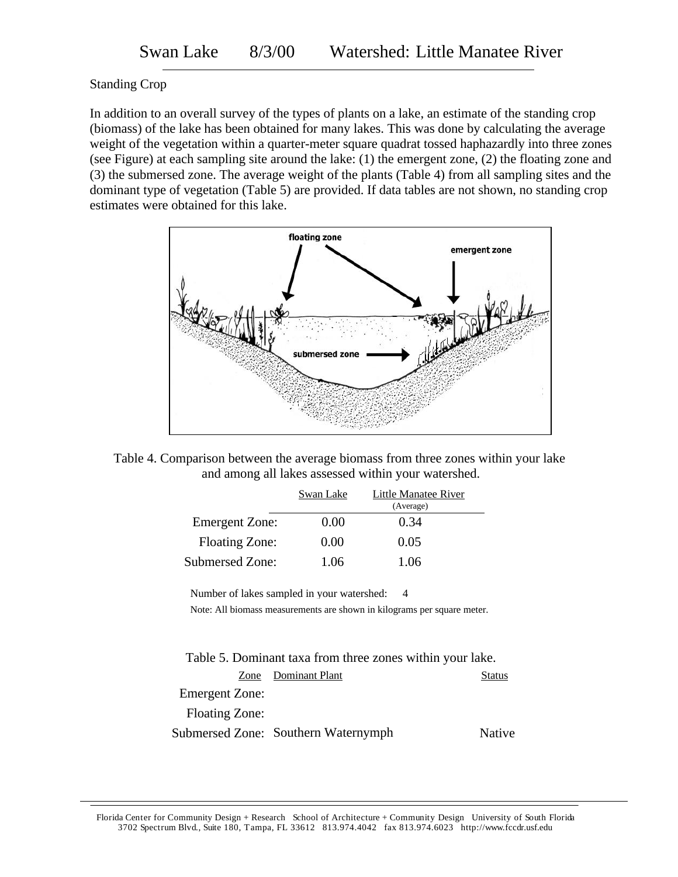# Swan Lake 8/3/00 Watershed: Little Manatee River

Standing Crop

In addition to an overall survey of the types of plants on a lake, an estimate of the standing crop (biomass) of the lake has been obtained for many lakes. This was done by calculating the average weight of the vegetation within a quarter-meter square quadrat tossed haphazardly into three zones (see Figure) at each sampling site around the lake: (1) the emergent zone, (2) the floating zone and (3) the submersed zone. The average weight of the plants (Table 4) from all sampling sites and the dominant type of vegetation (Table 5) are provided. If data tables are not shown, no standing crop estimates were obtained for this lake.

floating zone

emergent zone

submersed zone

Table 4. Comparison between the average biomass from three zones within your lake and among all lakes assessed within your watershed.

| | Swan Lake | Little Manatee River (Average) |
|---|---|---|
| Emergent Zone: | 0.00 | 0.34 |
| Floating Zone: | 0.00 | 0.05 |
| Submersed Zone: | 1.06 | 1.06 |

Number of lakes sampled in your watershed: 4

Note: All biomass measurements are shown in kilograms per square meter.

Table 5. Dominant taxa from three zones within your lake.

| Zone | Dominant Plant | Status |
|---|---|---|
| Emergent Zone: | | |
| Floating Zone: | | |
| Submersed Zone: | Southern Waternymph | Native |